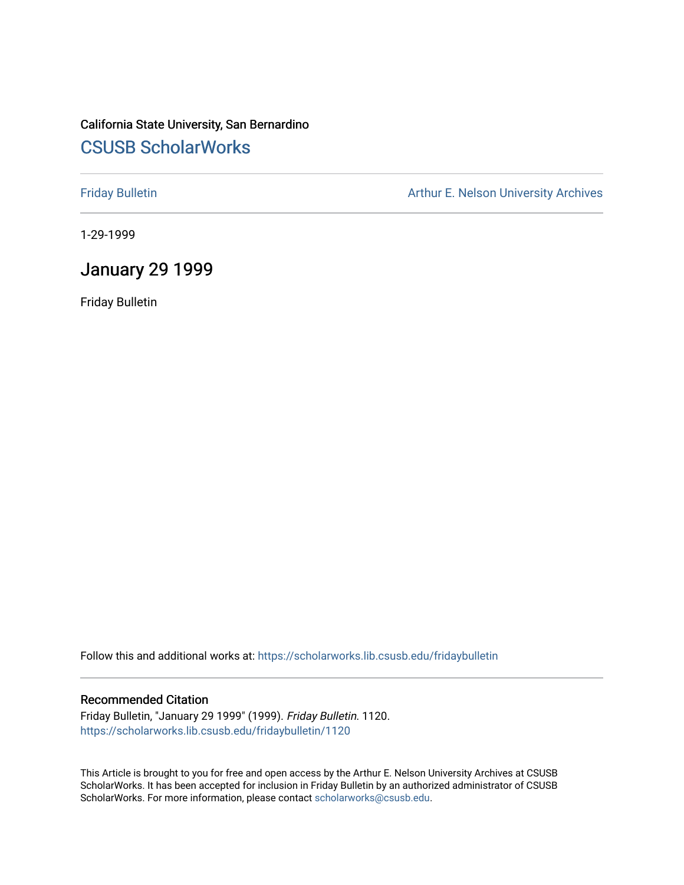California State University, San Bernardino

# CSUSB ScholarWorks

Friday Bulletin

Arthur E. Nelson University Archives

1-29-1999

## January 29 1999

Friday Bulletin

Follow this and additional works at: https://scholarworks.lib.csusb.edu/fridaybulletin

### Recommended Citation

Friday Bulletin, "January 29 1999" (1999). *Friday Bulletin*. 1120.
https://scholarworks.lib.csusb.edu/fridaybulletin/1120

This Article is brought to you for free and open access by the Arthur E. Nelson University Archives at CSUSB ScholarWorks. It has been accepted for inclusion in Friday Bulletin by an authorized administrator of CSUSB ScholarWorks. For more information, please contact scholarworks@csusb.edu.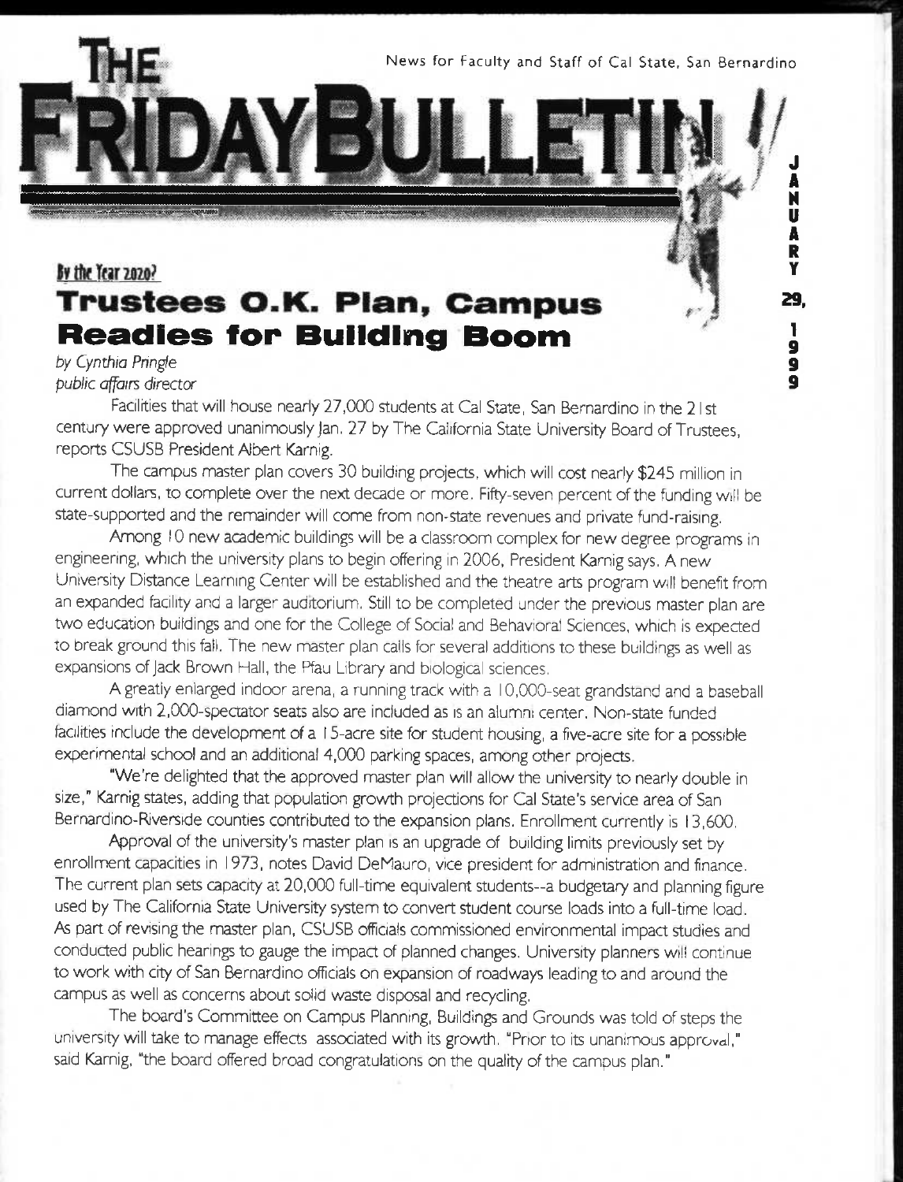News for Faculty and Staff of Cal State, San Bernardino

# THE FRIDAY BULLETIN

JANUARY 29, 1999

### By the Year 2020?

## Trustees O.K. Plan, Campus Readies for Building Boom

*by Cynthia Pringle*
*public affairs director*

Facilities that will house nearly 27,000 students at Cal State, San Bernardino in the 21st century were approved unanimously Jan. 27 by The California State University Board of Trustees, reports CSUSB President Albert Karnig.

The campus master plan covers 30 building projects, which will cost nearly $245 million in current dollars, to complete over the next decade or more. Fifty-seven percent of the funding will be state-supported and the remainder will come from non-state revenues and private fund-raising.

Among 10 new academic buildings will be a classroom complex for new degree programs in engineering, which the university plans to begin offering in 2006, President Karnig says. A new University Distance Learning Center will be established and the theatre arts program will benefit from an expanded facility and a larger auditorium. Still to be completed under the previous master plan are two education buildings and one for the College of Social and Behavioral Sciences, which is expected to break ground this fall. The new master plan calls for several additions to these buildings as well as expansions of Jack Brown Hall, the Pfau Library and biological sciences.

A greatly enlarged indoor arena, a running track with a 10,000-seat grandstand and a baseball diamond with 2,000-spectator seats also are included as is an alumni center. Non-state funded facilities include the development of a 15-acre site for student housing, a five-acre site for a possible experimental school and an additional 4,000 parking spaces, among other projects.

"We're delighted that the approved master plan will allow the university to nearly double in size," Karnig states, adding that population growth projections for Cal State's service area of San Bernardino-Riverside counties contributed to the expansion plans. Enrollment currently is 13,600.

Approval of the university's master plan is an upgrade of building limits previously set by enrollment capacities in 1973, notes David DeMauro, vice president for administration and finance. The current plan sets capacity at 20,000 full-time equivalent students--a budgetary and planning figure used by The California State University system to convert student course loads into a full-time load. As part of revising the master plan, CSUSB officials commissioned environmental impact studies and conducted public hearings to gauge the impact of planned changes. University planners will continue to work with city of San Bernardino officials on expansion of roadways leading to and around the campus as well as concerns about solid waste disposal and recycling.

The board's Committee on Campus Planning, Buildings and Grounds was told of steps the university will take to manage effects associated with its growth. "Prior to its unanimous approval," said Karnig, "the board offered broad congratulations on the quality of the campus plan."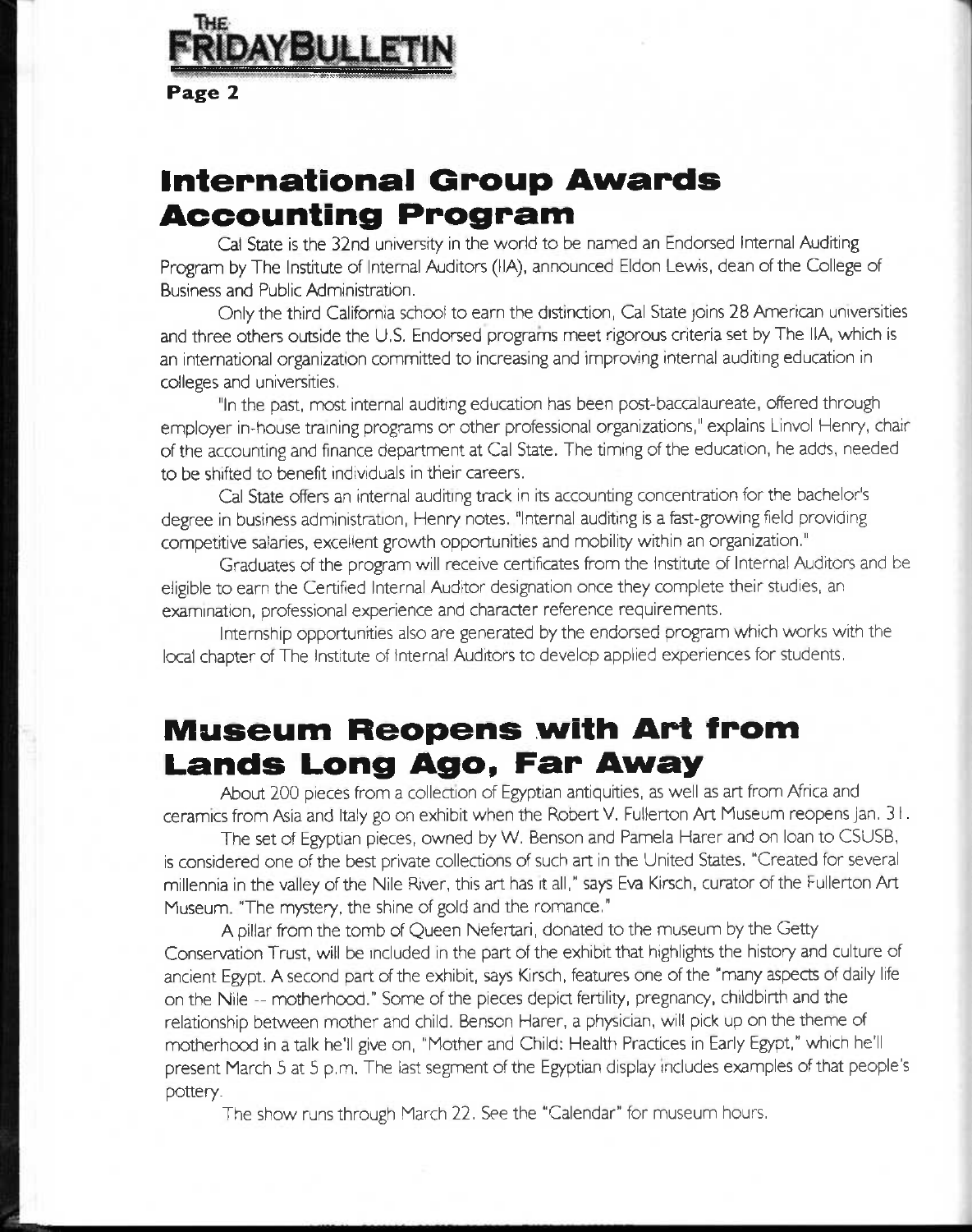## International Group Awards Accounting Program

Cal State is the 32nd university in the world to be named an Endorsed Internal Auditing Program by The Institute of Internal Auditors (IIA), announced Eldon Lewis, dean of the College of Business and Public Administration.

Only the third California school to earn the distinction, Cal State joins 28 American universities and three others outside the U.S. Endorsed programs meet rigorous criteria set by The IIA, which is an international organization committed to increasing and improving internal auditing education in colleges and universities.

"In the past, most internal auditing education has been post-baccalaureate, offered through employer in-house training programs or other professional organizations," explains Linvol Henry, chair of the accounting and finance department at Cal State. The timing of the education, he adds, needed to be shifted to benefit individuals in their careers.

Cal State offers an internal auditing track in its accounting concentration for the bachelor's degree in business administration, Henry notes. "Internal auditing is a fast-growing field providing competitive salaries, excellent growth opportunities and mobility within an organization."

Graduates of the program will receive certificates from the Institute of Internal Auditors and be eligible to earn the Certified Internal Auditor designation once they complete their studies, an examination, professional experience and character reference requirements.

Internship opportunities also are generated by the endorsed program which works with the local chapter of The Institute of Internal Auditors to develop applied experiences for students.

## Museum Reopens with Art from Lands Long Ago, Far Away

About 200 pieces from a collection of Egyptian antiquities, as well as art from Africa and ceramics from Asia and Italy go on exhibit when the Robert V. Fullerton Art Museum reopens Jan. 31.

The set of Egyptian pieces, owned by W. Benson and Pamela Harer and on loan to CSUSB, is considered one of the best private collections of such art in the United States. "Created for several millennia in the valley of the Nile River, this art has it all," says Eva Kirsch, curator of the Fullerton Art Museum. "The mystery, the shine of gold and the romance."

A pillar from the tomb of Queen Nefertari, donated to the museum by the Getty Conservation Trust, will be included in the part of the exhibit that highlights the history and culture of ancient Egypt. A second part of the exhibit, says Kirsch, features one of the "many aspects of daily life on the Nile -- motherhood." Some of the pieces depict fertility, pregnancy, childbirth and the relationship between mother and child. Benson Harer, a physician, will pick up on the theme of motherhood in a talk he'll give on, "Mother and Child: Health Practices in Early Egypt," which he'll present March 5 at 5 p.m. The last segment of the Egyptian display includes examples of that people's pottery.

The show runs through March 22. See the "Calendar" for museum hours.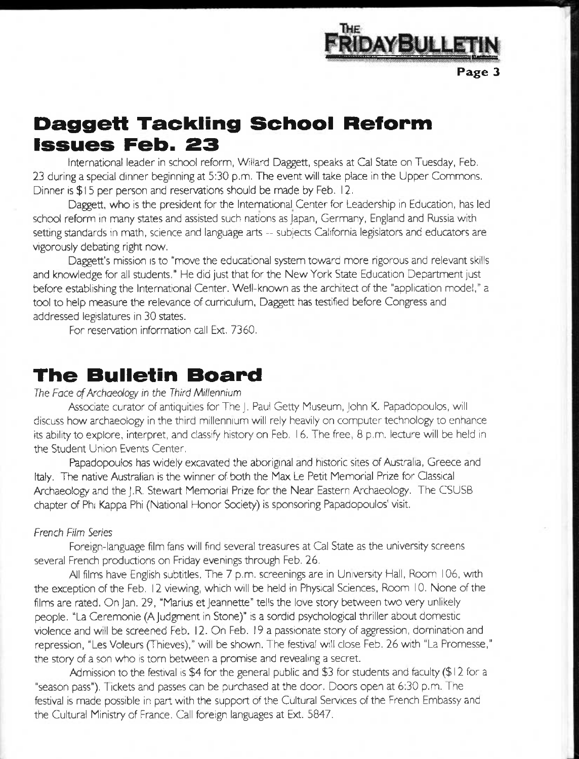## Daggett Tackling School Reform Issues Feb. 23

International leader in school reform, Willard Daggett, speaks at Cal State on Tuesday, Feb. 23 during a special dinner beginning at 5:30 p.m. The event will take place in the Upper Commons. Dinner is $15 per person and reservations should be made by Feb. 12.

Daggett, who is the president for the International Center for Leadership in Education, has led school reform in many states and assisted such nations as Japan, Germany, England and Russia with setting standards in math, science and language arts -- subjects California legislators and educators are vigorously debating right now.

Daggett's mission is to "move the educational system toward more rigorous and relevant skills and knowledge for all students." He did just that for the New York State Education Department just before establishing the International Center. Well-known as the architect of the "application model," a tool to help measure the relevance of curriculum, Daggett has testified before Congress and addressed legislatures in 30 states.

For reservation information call Ext. 7360.

## The Bulletin Board

*The Face of Archaeology in the Third Millennium*

Associate curator of antiquities for The J. Paul Getty Museum, John K. Papadopoulos, will discuss how archaeology in the third millennium will rely heavily on computer technology to enhance its ability to explore, interpret, and classify history on Feb. 16. The free, 8 p.m. lecture will be held in the Student Union Events Center.

Papadopoulos has widely excavated the aboriginal and historic sites of Australia, Greece and Italy. The native Australian is the winner of both the Max Le Petit Memorial Prize for Classical Archaeology and the J.R. Stewart Memorial Prize for the Near Eastern Archaeology. The CSUSB chapter of Phi Kappa Phi (National Honor Society) is sponsoring Papadopoulos' visit.

*French Film Series*

Foreign-language film fans will find several treasures at Cal State as the university screens several French productions on Friday evenings through Feb. 26.

All films have English subtitles. The 7 p.m. screenings are in University Hall, Room 106, with the exception of the Feb. 12 viewing, which will be held in Physical Sciences, Room 10. None of the films are rated. On Jan. 29, "Marius et Jeannette" tells the love story between two very unlikely people. "La Ceremonie (A Judgment in Stone)" is a sordid psychological thriller about domestic violence and will be screened Feb. 12. On Feb. 19 a passionate story of aggression, domination and repression, "Les Voleurs (Thieves)," will be shown. The festival will close Feb. 26 with "La Promesse," the story of a son who is torn between a promise and revealing a secret.

Admission to the festival is $4 for the general public and $3 for students and faculty ($12 for a "season pass"). Tickets and passes can be purchased at the door. Doors open at 6:30 p.m. The festival is made possible in part with the support of the Cultural Services of the French Embassy and the Cultural Ministry of France. Call foreign languages at Ext. 5847.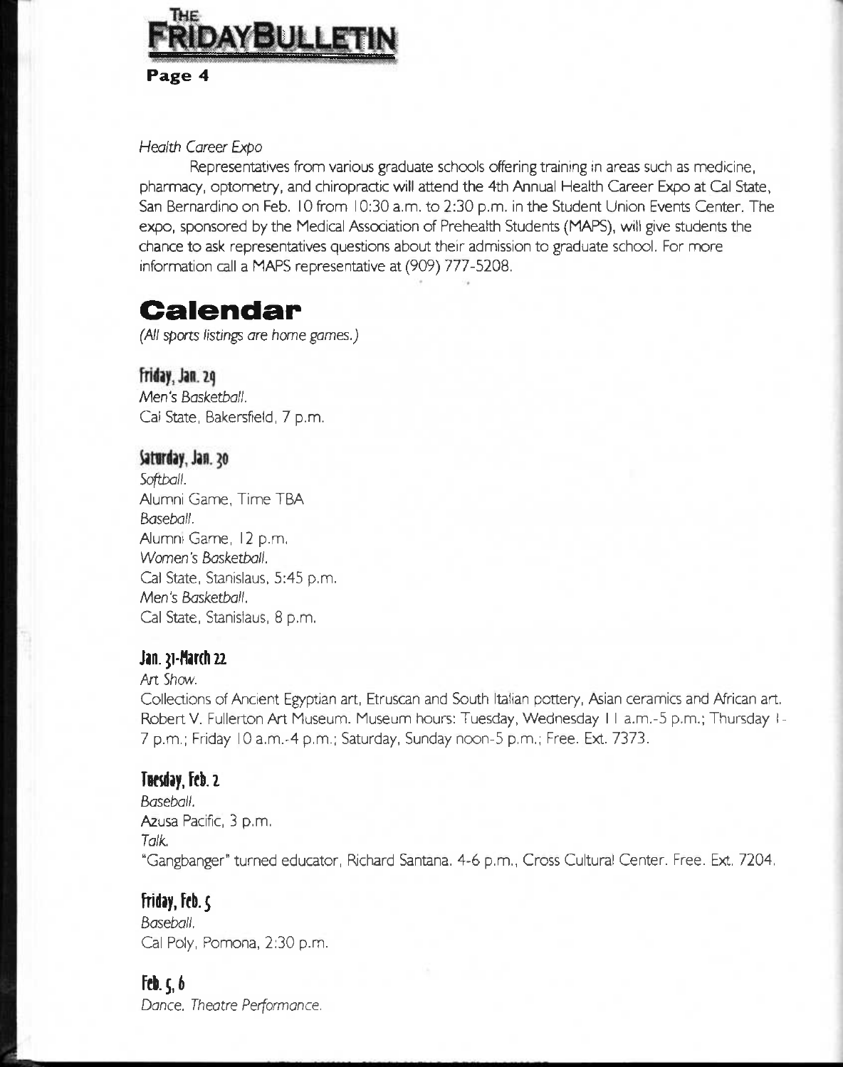*Health Career Expo*

Representatives from various graduate schools offering training in areas such as medicine, pharmacy, optometry, and chiropractic will attend the 4th Annual Health Career Expo at Cal State, San Bernardino on Feb. 10 from 10:30 a.m. to 2:30 p.m. in the Student Union Events Center. The expo, sponsored by the Medical Association of Prehealth Students (MAPS), will give students the chance to ask representatives questions about their admission to graduate school. For more information call a MAPS representative at (909) 777-5208.

# Calendar

*(All sports listings are home games.)*

### Friday, Jan. 29

*Men's Basketball.*
Cal State, Bakersfield, 7 p.m.

### Saturday, Jan. 30

*Softball.*
Alumni Game, Time TBA
*Baseball.*
Alumni Game, 12 p.m.
*Women's Basketball.*
Cal State, Stanislaus, 5:45 p.m.
*Men's Basketball.*
Cal State, Stanislaus, 8 p.m.

### Jan. 31-March 22

*Art Show.*
Collections of Ancient Egyptian art, Etruscan and South Italian pottery, Asian ceramics and African art. Robert V. Fullerton Art Museum. Museum hours: Tuesday, Wednesday 11 a.m.-5 p.m.; Thursday 1-7 p.m.; Friday 10 a.m.-4 p.m.; Saturday, Sunday noon-5 p.m.; Free. Ext. 7373.

### Tuesday, Feb. 2

*Baseball.*
Azusa Pacific, 3 p.m.
*Talk.*
"Gangbanger" turned educator, Richard Santana. 4-6 p.m., Cross Cultural Center. Free. Ext. 7204.

### Friday, Feb. 5

*Baseball.*
Cal Poly, Pomona, 2:30 p.m.

### Feb. 5, 6

*Dance, Theatre Performance.*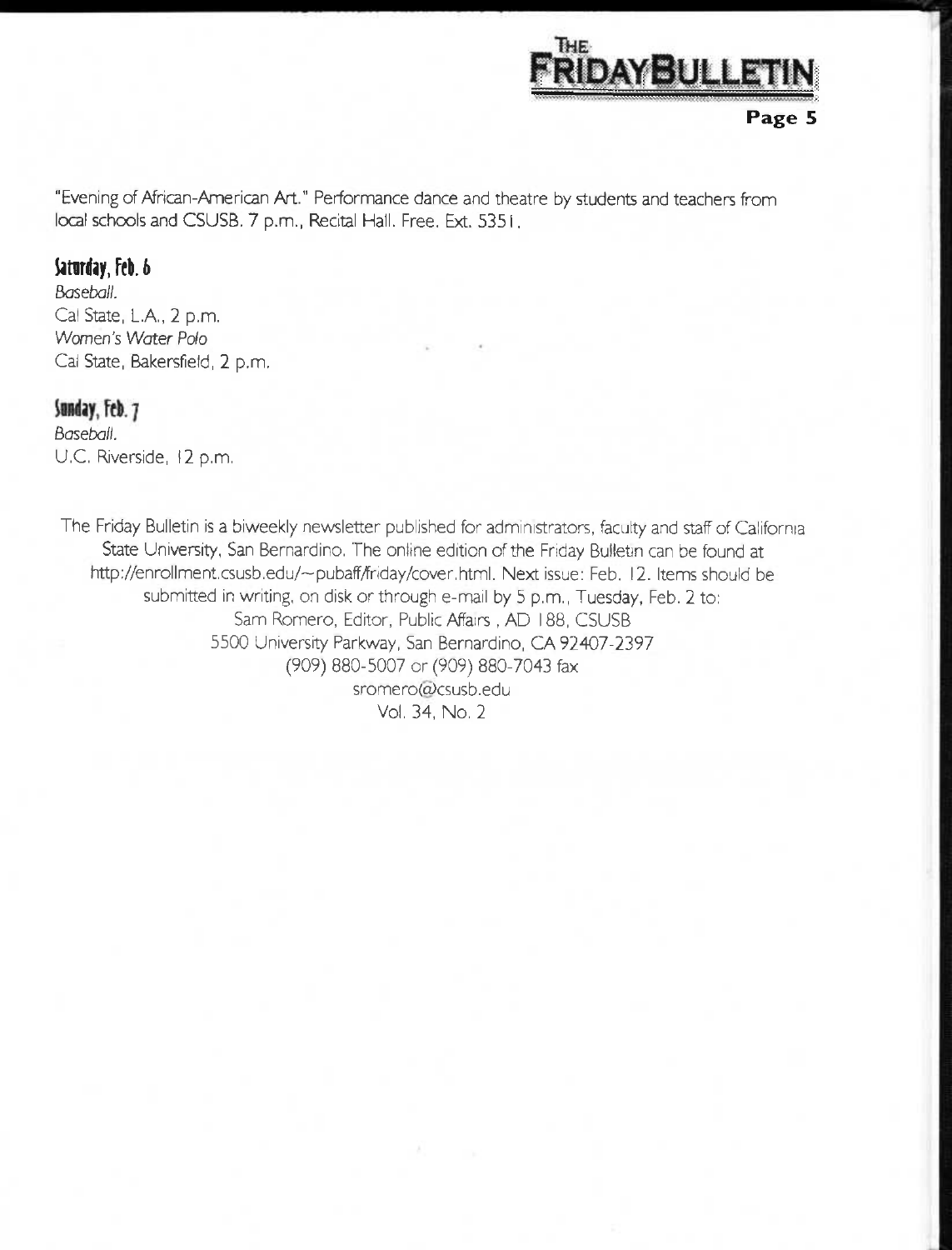"Evening of African-American Art." Performance dance and theatre by students and teachers from local schools and CSUSB. 7 p.m., Recital Hall. Free. Ext. 5351.

### Saturday, Feb. 6

*Baseball.*
Cal State, L.A., 2 p.m.
*Women's Water Polo*
Cal State, Bakersfield, 2 p.m.

### Sunday, Feb. 7

*Baseball.*
U.C. Riverside, 12 p.m.

The Friday Bulletin is a biweekly newsletter published for administrators, faculty and staff of California State University, San Bernardino. The online edition of the Friday Bulletin can be found at http://enrollment.csusb.edu/~pubaff/friday/cover.html. Next issue: Feb. 12. Items should be submitted in writing, on disk or through e-mail by 5 p.m., Tuesday, Feb. 2 to:
Sam Romero, Editor, Public Affairs, AD 188, CSUSB
5500 University Parkway, San Bernardino, CA 92407-2397
(909) 880-5007 or (909) 880-7043 fax
sromero@csusb.edu
Vol. 34, No. 2